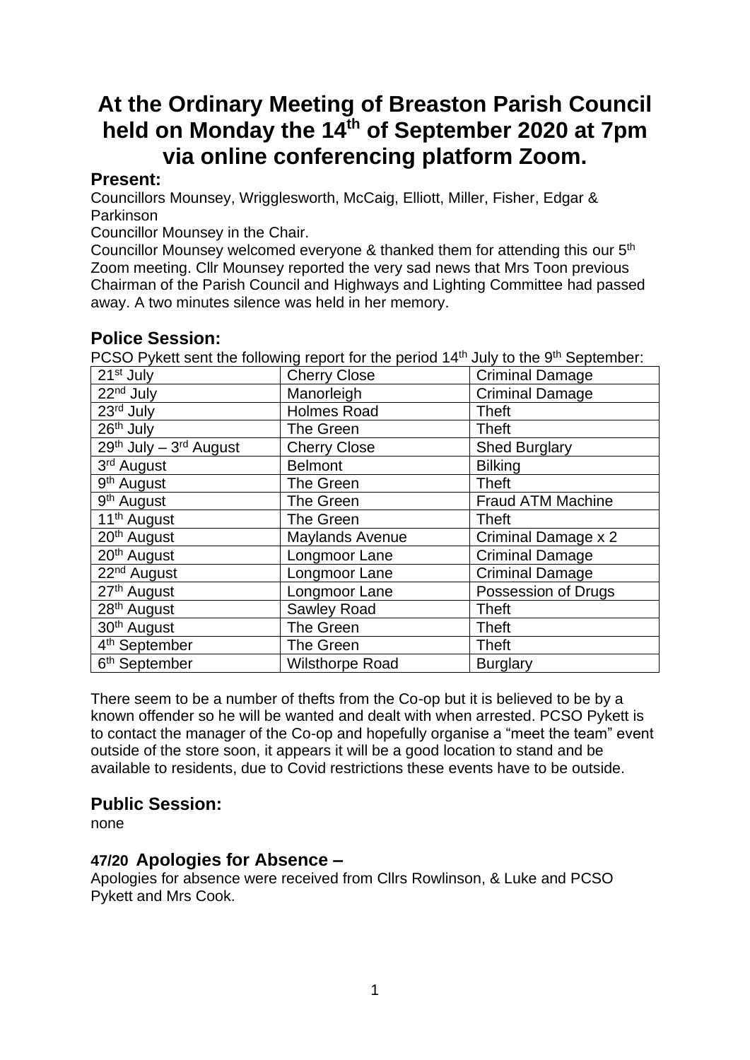# At the Ordinary Meeting of Breaston Parish Council held on Monday the 14th of September 2020 at 7pm via online conferencing platform Zoom.

## Present:

Councillors Mounsey, Wrigglesworth, McCaig, Elliott, Miller, Fisher, Edgar & Parkinson

Councillor Mounsey in the Chair.

Councillor Mounsey welcomed everyone & thanked them for attending this our 5th Zoom meeting. Cllr Mounsey reported the very sad news that Mrs Toon previous Chairman of the Parish Council and Highways and Lighting Committee had passed away. A two minutes silence was held in her memory.

## Police Session:

PCSO Pykett sent the following report for the period 14th July to the 9th September:

| | | |
|---|---|---|
| 21st July | Cherry Close | Criminal Damage |
| 22nd July | Manorleigh | Criminal Damage |
| 23rd July | Holmes Road | Theft |
| 26th July | The Green | Theft |
| 29th July – 3rd August | Cherry Close | Shed Burglary |
| 3rd August | Belmont | Bilking |
| 9th August | The Green | Theft |
| 9th August | The Green | Fraud ATM Machine |
| 11th August | The Green | Theft |
| 20th August | Maylands Avenue | Criminal Damage x 2 |
| 20th August | Longmoor Lane | Criminal Damage |
| 22nd August | Longmoor Lane | Criminal Damage |
| 27th August | Longmoor Lane | Possession of Drugs |
| 28th August | Sawley Road | Theft |
| 30th August | The Green | Theft |
| 4th September | The Green | Theft |
| 6th September | Wilsthorpe Road | Burglary |

There seem to be a number of thefts from the Co-op but it is believed to be by a known offender so he will be wanted and dealt with when arrested. PCSO Pykett is to contact the manager of the Co-op and hopefully organise a "meet the team" event outside of the store soon, it appears it will be a good location to stand and be available to residents, due to Covid restrictions these events have to be outside.

## Public Session:

none

## 47/20 Apologies for Absence –

Apologies for absence were received from Cllrs Rowlinson, & Luke and PCSO Pykett and Mrs Cook.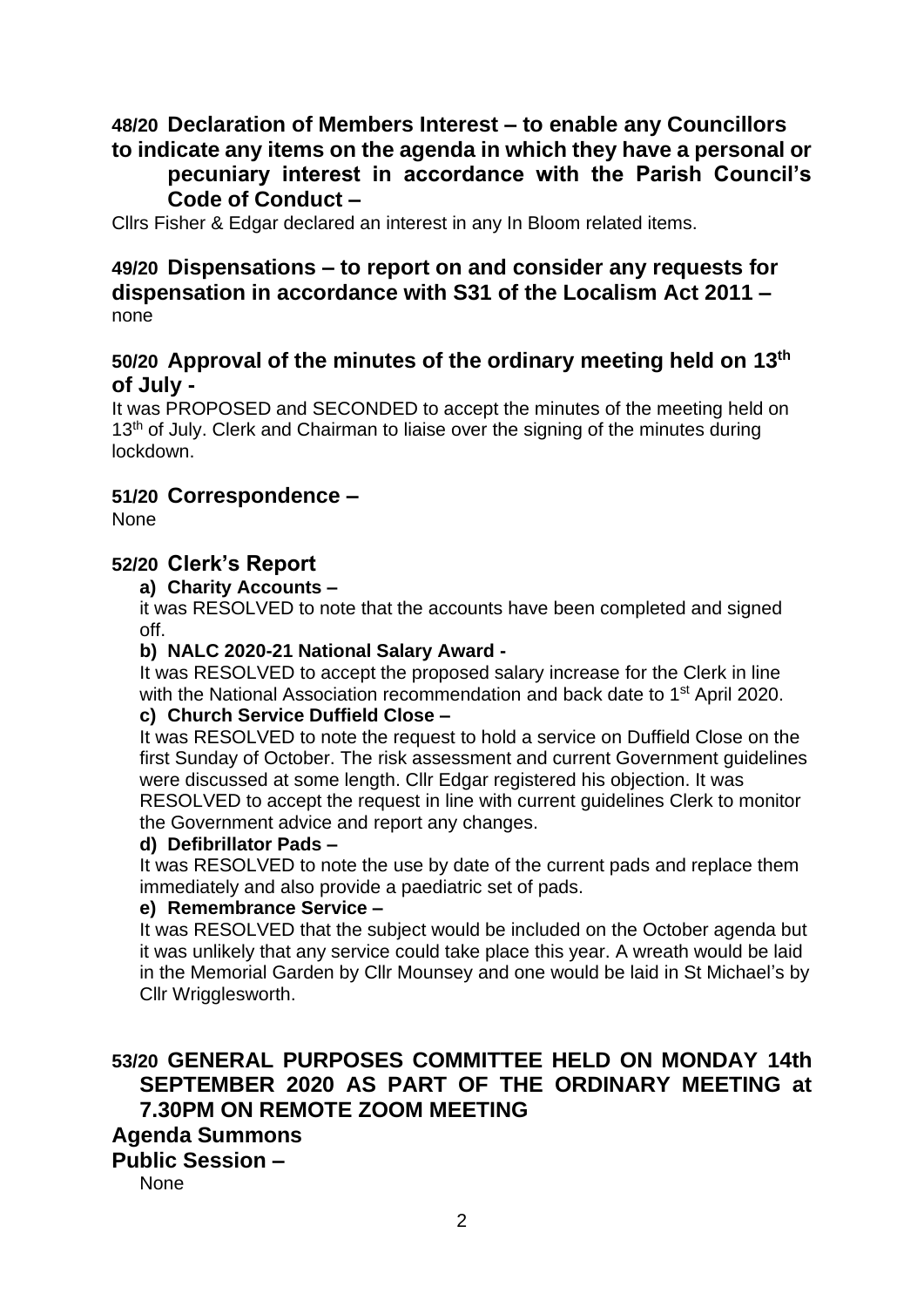## 48/20 Declaration of Members Interest – to enable any Councillors to indicate any items on the agenda in which they have a personal or pecuniary interest in accordance with the Parish Council's Code of Conduct –

Cllrs Fisher & Edgar declared an interest in any In Bloom related items.

## 49/20 Dispensations – to report on and consider any requests for dispensation in accordance with S31 of the Localism Act 2011 –

none

## 50/20 Approval of the minutes of the ordinary meeting held on 13th of July -

It was PROPOSED and SECONDED to accept the minutes of the meeting held on 13th of July. Clerk and Chairman to liaise over the signing of the minutes during lockdown.

## 51/20 Correspondence –

None

## 52/20 Clerk's Report

**a) Charity Accounts –**

it was RESOLVED to note that the accounts have been completed and signed off.

**b) NALC 2020-21 National Salary Award -**

It was RESOLVED to accept the proposed salary increase for the Clerk in line with the National Association recommendation and back date to 1st April 2020.

**c) Church Service Duffield Close –**

It was RESOLVED to note the request to hold a service on Duffield Close on the first Sunday of October. The risk assessment and current Government guidelines were discussed at some length. Cllr Edgar registered his objection. It was RESOLVED to accept the request in line with current guidelines Clerk to monitor the Government advice and report any changes.

**d) Defibrillator Pads –**

It was RESOLVED to note the use by date of the current pads and replace them immediately and also provide a paediatric set of pads.

**e) Remembrance Service –**

It was RESOLVED that the subject would be included on the October agenda but it was unlikely that any service could take place this year. A wreath would be laid in the Memorial Garden by Cllr Mounsey and one would be laid in St Michael's by Cllr Wrigglesworth.

## 53/20 GENERAL PURPOSES COMMITTEE HELD ON MONDAY 14th SEPTEMBER 2020 AS PART OF THE ORDINARY MEETING at 7.30PM ON REMOTE ZOOM MEETING

## Agenda Summons

## Public Session –

None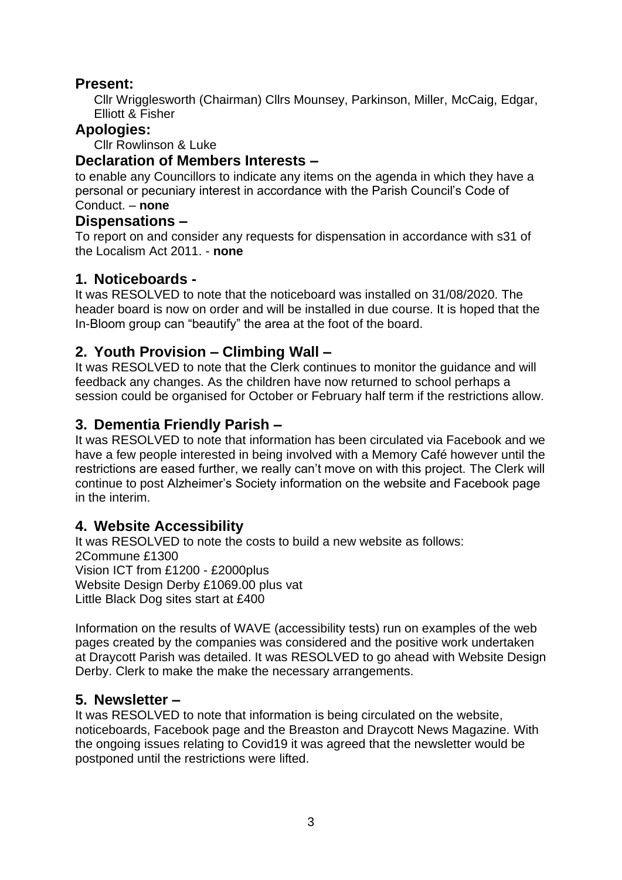## Present:

Cllr Wrigglesworth (Chairman) Cllrs Mounsey, Parkinson, Miller, McCaig, Edgar, Elliott & Fisher

## Apologies:

Cllr Rowlinson & Luke

## Declaration of Members Interests –

to enable any Councillors to indicate any items on the agenda in which they have a personal or pecuniary interest in accordance with the Parish Council's Code of Conduct. – **none**

## Dispensations –

To report on and consider any requests for dispensation in accordance with s31 of the Localism Act 2011. - **none**

## 1. Noticeboards -

It was RESOLVED to note that the noticeboard was installed on 31/08/2020. The header board is now on order and will be installed in due course. It is hoped that the In-Bloom group can "beautify" the area at the foot of the board.

## 2. Youth Provision – Climbing Wall –

It was RESOLVED to note that the Clerk continues to monitor the guidance and will feedback any changes. As the children have now returned to school perhaps a session could be organised for October or February half term if the restrictions allow.

## 3. Dementia Friendly Parish –

It was RESOLVED to note that information has been circulated via Facebook and we have a few people interested in being involved with a Memory Café however until the restrictions are eased further, we really can't move on with this project. The Clerk will continue to post Alzheimer's Society information on the website and Facebook page in the interim.

## 4. Website Accessibility

It was RESOLVED to note the costs to build a new website as follows:
2Commune £1300
Vision ICT from £1200 - £2000plus
Website Design Derby £1069.00 plus vat
Little Black Dog sites start at £400

Information on the results of WAVE (accessibility tests) run on examples of the web pages created by the companies was considered and the positive work undertaken at Draycott Parish was detailed. It was RESOLVED to go ahead with Website Design Derby. Clerk to make the make the necessary arrangements.

## 5. Newsletter –

It was RESOLVED to note that information is being circulated on the website, noticeboards, Facebook page and the Breaston and Draycott News Magazine. With the ongoing issues relating to Covid19 it was agreed that the newsletter would be postponed until the restrictions were lifted.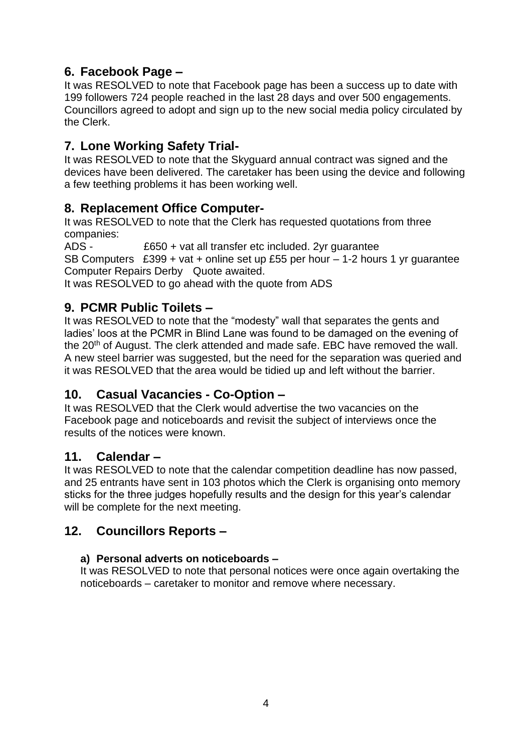## 6. Facebook Page –

It was RESOLVED to note that Facebook page has been a success up to date with 199 followers 724 people reached in the last 28 days and over 500 engagements. Councillors agreed to adopt and sign up to the new social media policy circulated by the Clerk.

## 7. Lone Working Safety Trial-

It was RESOLVED to note that the Skyguard annual contract was signed and the devices have been delivered. The caretaker has been using the device and following a few teething problems it has been working well.

## 8. Replacement Office Computer-

It was RESOLVED to note that the Clerk has requested quotations from three companies:

ADS - £650 + vat all transfer etc included. 2yr guarantee
SB Computers £399 + vat + online set up £55 per hour – 1-2 hours 1 yr guarantee
Computer Repairs Derby Quote awaited.

It was RESOLVED to go ahead with the quote from ADS

## 9. PCMR Public Toilets –

It was RESOLVED to note that the "modesty" wall that separates the gents and ladies' loos at the PCMR in Blind Lane was found to be damaged on the evening of the 20th of August. The clerk attended and made safe. EBC have removed the wall. A new steel barrier was suggested, but the need for the separation was queried and it was RESOLVED that the area would be tidied up and left without the barrier.

## 10. Casual Vacancies - Co-Option –

It was RESOLVED that the Clerk would advertise the two vacancies on the Facebook page and noticeboards and revisit the subject of interviews once the results of the notices were known.

## 11. Calendar –

It was RESOLVED to note that the calendar competition deadline has now passed, and 25 entrants have sent in 103 photos which the Clerk is organising onto memory sticks for the three judges hopefully results and the design for this year's calendar will be complete for the next meeting.

## 12. Councillors Reports –

**a) Personal adverts on noticeboards –**

It was RESOLVED to note that personal notices were once again overtaking the noticeboards – caretaker to monitor and remove where necessary.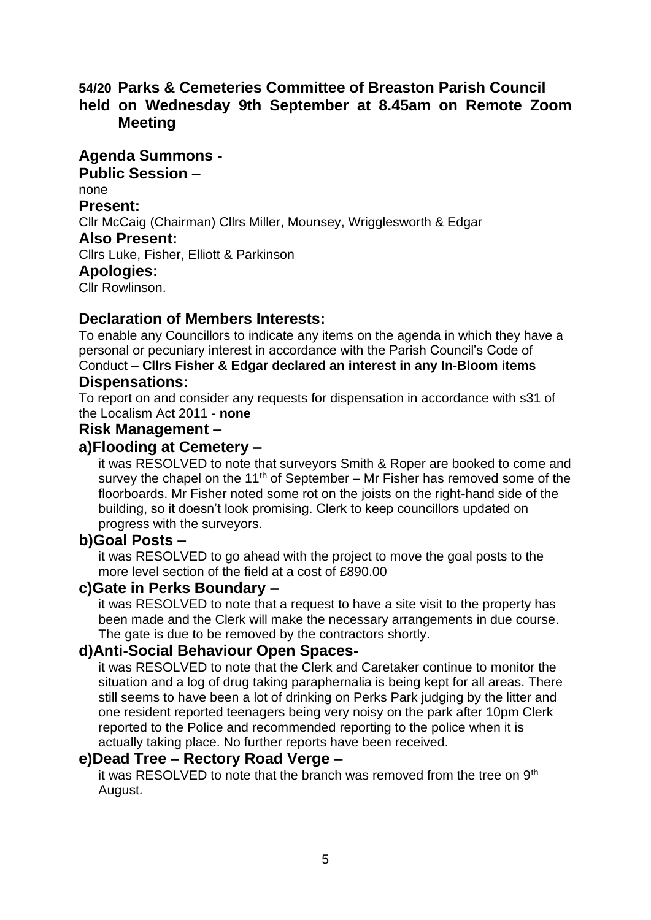## 54/20 Parks & Cemeteries Committee of Breaston Parish Council held on Wednesday 9th September at 8.45am on Remote Zoom Meeting

### Agenda Summons -

### Public Session –

none

### Present:

Cllr McCaig (Chairman) Cllrs Miller, Mounsey, Wrigglesworth & Edgar

### Also Present:

Cllrs Luke, Fisher, Elliott & Parkinson

### Apologies:

Cllr Rowlinson.

### Declaration of Members Interests:

To enable any Councillors to indicate any items on the agenda in which they have a personal or pecuniary interest in accordance with the Parish Council's Code of Conduct – **Cllrs Fisher & Edgar declared an interest in any In-Bloom items**

### Dispensations:

To report on and consider any requests for dispensation in accordance with s31 of the Localism Act 2011 - **none**

### Risk Management –

### a)Flooding at Cemetery –

it was RESOLVED to note that surveyors Smith & Roper are booked to come and survey the chapel on the 11th of September – Mr Fisher has removed some of the floorboards. Mr Fisher noted some rot on the joists on the right-hand side of the building, so it doesn't look promising. Clerk to keep councillors updated on progress with the surveyors.

### b)Goal Posts –

it was RESOLVED to go ahead with the project to move the goal posts to the more level section of the field at a cost of £890.00

### c)Gate in Perks Boundary –

it was RESOLVED to note that a request to have a site visit to the property has been made and the Clerk will make the necessary arrangements in due course. The gate is due to be removed by the contractors shortly.

### d)Anti-Social Behaviour Open Spaces-

it was RESOLVED to note that the Clerk and Caretaker continue to monitor the situation and a log of drug taking paraphernalia is being kept for all areas. There still seems to have been a lot of drinking on Perks Park judging by the litter and one resident reported teenagers being very noisy on the park after 10pm Clerk reported to the Police and recommended reporting to the police when it is actually taking place. No further reports have been received.

### e)Dead Tree – Rectory Road Verge –

it was RESOLVED to note that the branch was removed from the tree on 9th August.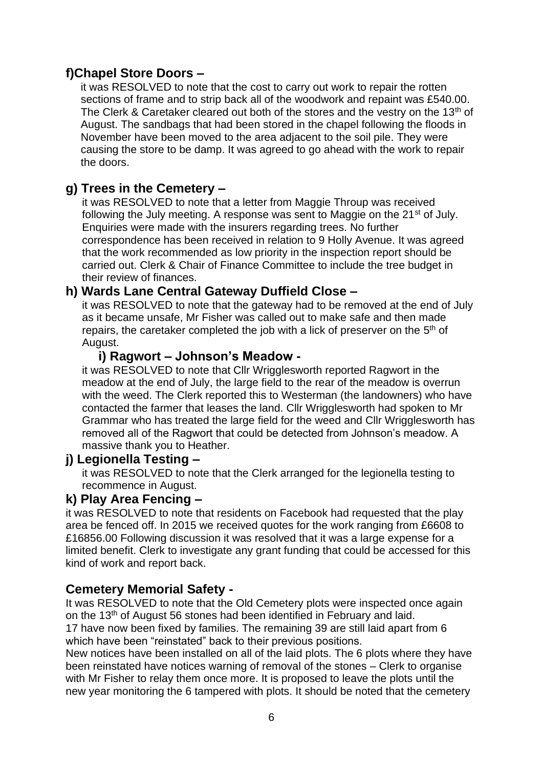## f)Chapel Store Doors –

it was RESOLVED to note that the cost to carry out work to repair the rotten sections of frame and to strip back all of the woodwork and repaint was £540.00. The Clerk & Caretaker cleared out both of the stores and the vestry on the 13th of August. The sandbags that had been stored in the chapel following the floods in November have been moved to the area adjacent to the soil pile. They were causing the store to be damp. It was agreed to go ahead with the work to repair the doors.

## g) Trees in the Cemetery –

it was RESOLVED to note that a letter from Maggie Throup was received following the July meeting. A response was sent to Maggie on the 21st of July. Enquiries were made with the insurers regarding trees. No further correspondence has been received in relation to 9 Holly Avenue. It was agreed that the work recommended as low priority in the inspection report should be carried out. Clerk & Chair of Finance Committee to include the tree budget in their review of finances.

## h) Wards Lane Central Gateway Duffield Close –

it was RESOLVED to note that the gateway had to be removed at the end of July as it became unsafe, Mr Fisher was called out to make safe and then made repairs, the caretaker completed the job with a lick of preserver on the 5th of August.

## i) Ragwort – Johnson's Meadow -

it was RESOLVED to note that Cllr Wrigglesworth reported Ragwort in the meadow at the end of July, the large field to the rear of the meadow is overrun with the weed. The Clerk reported this to Westerman (the landowners) who have contacted the farmer that leases the land. Cllr Wrigglesworth had spoken to Mr Grammar who has treated the large field for the weed and Cllr Wrigglesworth has removed all of the Ragwort that could be detected from Johnson's meadow. A massive thank you to Heather.

## j) Legionella Testing –

it was RESOLVED to note that the Clerk arranged for the legionella testing to recommence in August.

## k) Play Area Fencing –

it was RESOLVED to note that residents on Facebook had requested that the play area be fenced off. In 2015 we received quotes for the work ranging from £6608 to £16856.00 Following discussion it was resolved that it was a large expense for a limited benefit. Clerk to investigate any grant funding that could be accessed for this kind of work and report back.

## Cemetery Memorial Safety -

It was RESOLVED to note that the Old Cemetery plots were inspected once again on the 13th of August 56 stones had been identified in February and laid.
17 have now been fixed by families. The remaining 39 are still laid apart from 6 which have been "reinstated" back to their previous positions.
New notices have been installed on all of the laid plots. The 6 plots where they have been reinstated have notices warning of removal of the stones – Clerk to organise with Mr Fisher to relay them once more. It is proposed to leave the plots until the new year monitoring the 6 tampered with plots. It should be noted that the cemetery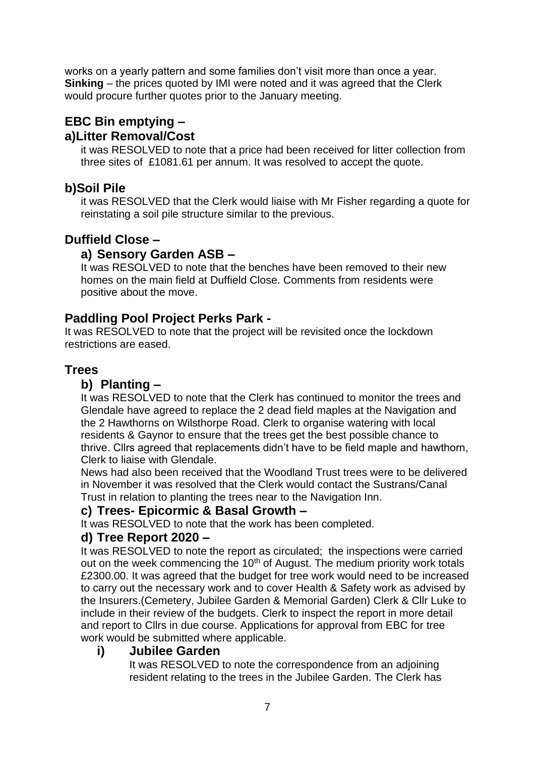works on a yearly pattern and some families don't visit more than once a year.
**Sinking** – the prices quoted by IMI were noted and it was agreed that the Clerk would procure further quotes prior to the January meeting.

## EBC Bin emptying –

### a)Litter Removal/Cost

it was RESOLVED to note that a price had been received for litter collection from three sites of £1081.61 per annum. It was resolved to accept the quote.

### b)Soil Pile

it was RESOLVED that the Clerk would liaise with Mr Fisher regarding a quote for reinstating a soil pile structure similar to the previous.

## Duffield Close –

### a) Sensory Garden ASB –

It was RESOLVED to note that the benches have been removed to their new homes on the main field at Duffield Close. Comments from residents were positive about the move.

## Paddling Pool Project Perks Park -

It was RESOLVED to note that the project will be revisited once the lockdown restrictions are eased.

## Trees

### b) Planting –

It was RESOLVED to note that the Clerk has continued to monitor the trees and Glendale have agreed to replace the 2 dead field maples at the Navigation and the 2 Hawthorns on Wilsthorpe Road. Clerk to organise watering with local residents & Gaynor to ensure that the trees get the best possible chance to thrive. Cllrs agreed that replacements didn't have to be field maple and hawthorn, Clerk to liaise with Glendale.

News had also been received that the Woodland Trust trees were to be delivered in November it was resolved that the Clerk would contact the Sustrans/Canal Trust in relation to planting the trees near to the Navigation Inn.

### c) Trees- Epicormic & Basal Growth –

It was RESOLVED to note that the work has been completed.

### d) Tree Report 2020 –

It was RESOLVED to note the report as circulated; the inspections were carried out on the week commencing the 10th of August. The medium priority work totals £2300.00. It was agreed that the budget for tree work would need to be increased to carry out the necessary work and to cover Health & Safety work as advised by the Insurers.(Cemetery, Jubilee Garden & Memorial Garden) Clerk & Cllr Luke to include in their review of the budgets. Clerk to inspect the report in more detail and report to Cllrs in due course. Applications for approval from EBC for tree work would be submitted where applicable.

#### i) Jubilee Garden

It was RESOLVED to note the correspondence from an adjoining resident relating to the trees in the Jubilee Garden. The Clerk has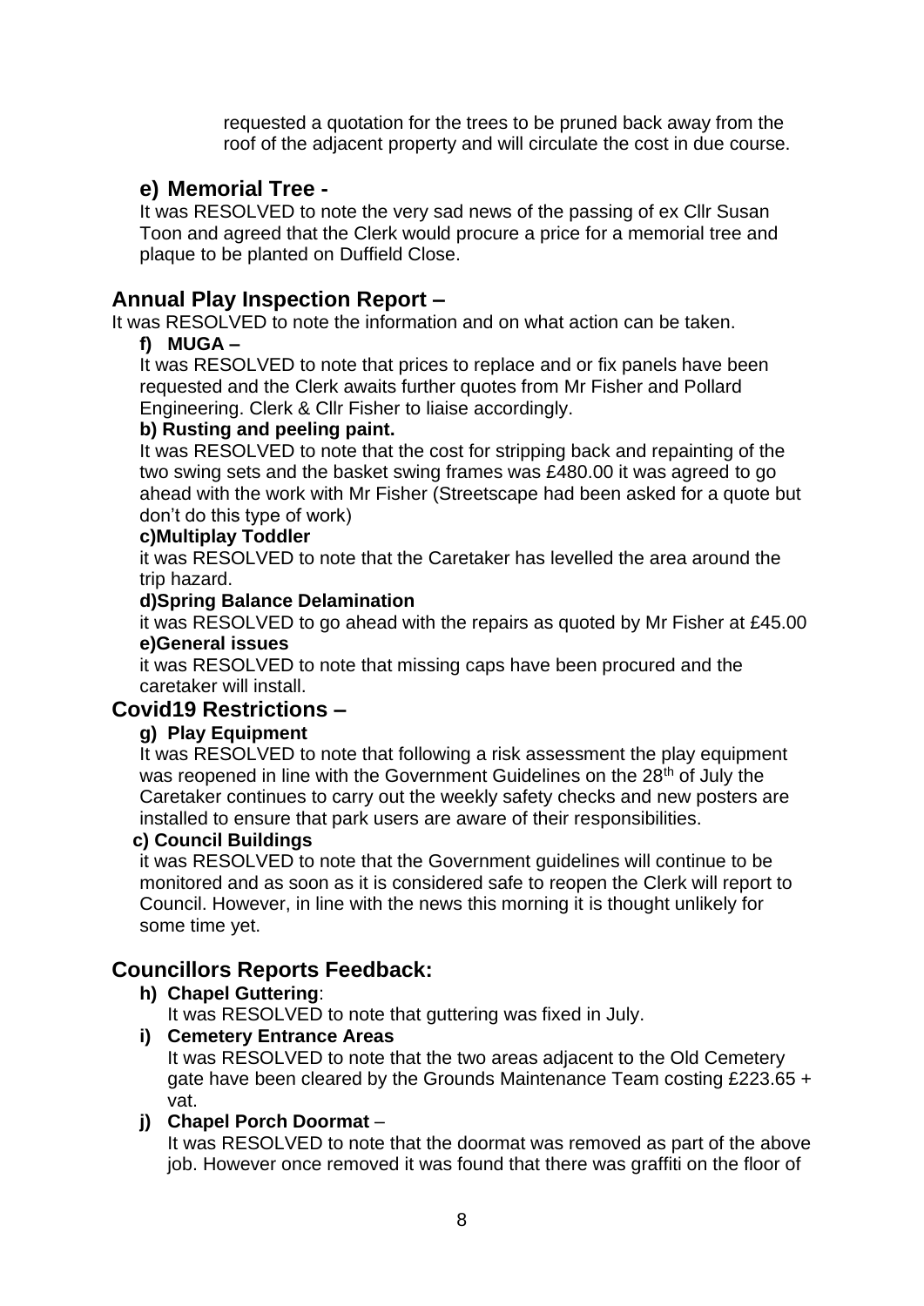requested a quotation for the trees to be pruned back away from the roof of the adjacent property and will circulate the cost in due course.

### e) Memorial Tree -

It was RESOLVED to note the very sad news of the passing of ex Cllr Susan Toon and agreed that the Clerk would procure a price for a memorial tree and plaque to be planted on Duffield Close.

## Annual Play Inspection Report –

It was RESOLVED to note the information and on what action can be taken.

**f) MUGA –**

It was RESOLVED to note that prices to replace and or fix panels have been requested and the Clerk awaits further quotes from Mr Fisher and Pollard Engineering. Clerk & Cllr Fisher to liaise accordingly.

**b) Rusting and peeling paint.**

It was RESOLVED to note that the cost for stripping back and repainting of the two swing sets and the basket swing frames was £480.00 it was agreed to go ahead with the work with Mr Fisher (Streetscape had been asked for a quote but don't do this type of work)

**c)Multiplay Toddler**

it was RESOLVED to note that the Caretaker has levelled the area around the trip hazard.

**d)Spring Balance Delamination**

it was RESOLVED to go ahead with the repairs as quoted by Mr Fisher at £45.00

**e)General issues**

it was RESOLVED to note that missing caps have been procured and the caretaker will install.

## Covid19 Restrictions –

**g) Play Equipment**

It was RESOLVED to note that following a risk assessment the play equipment was reopened in line with the Government Guidelines on the 28th of July the Caretaker continues to carry out the weekly safety checks and new posters are installed to ensure that park users are aware of their responsibilities.

**c) Council Buildings**

it was RESOLVED to note that the Government guidelines will continue to be monitored and as soon as it is considered safe to reopen the Clerk will report to Council. However, in line with the news this morning it is thought unlikely for some time yet.

## Councillors Reports Feedback:

**h) Chapel Guttering**:

It was RESOLVED to note that guttering was fixed in July.

**i) Cemetery Entrance Areas**

It was RESOLVED to note that the two areas adjacent to the Old Cemetery gate have been cleared by the Grounds Maintenance Team costing £223.65 + vat.

**j) Chapel Porch Doormat** –

It was RESOLVED to note that the doormat was removed as part of the above job. However once removed it was found that there was graffiti on the floor of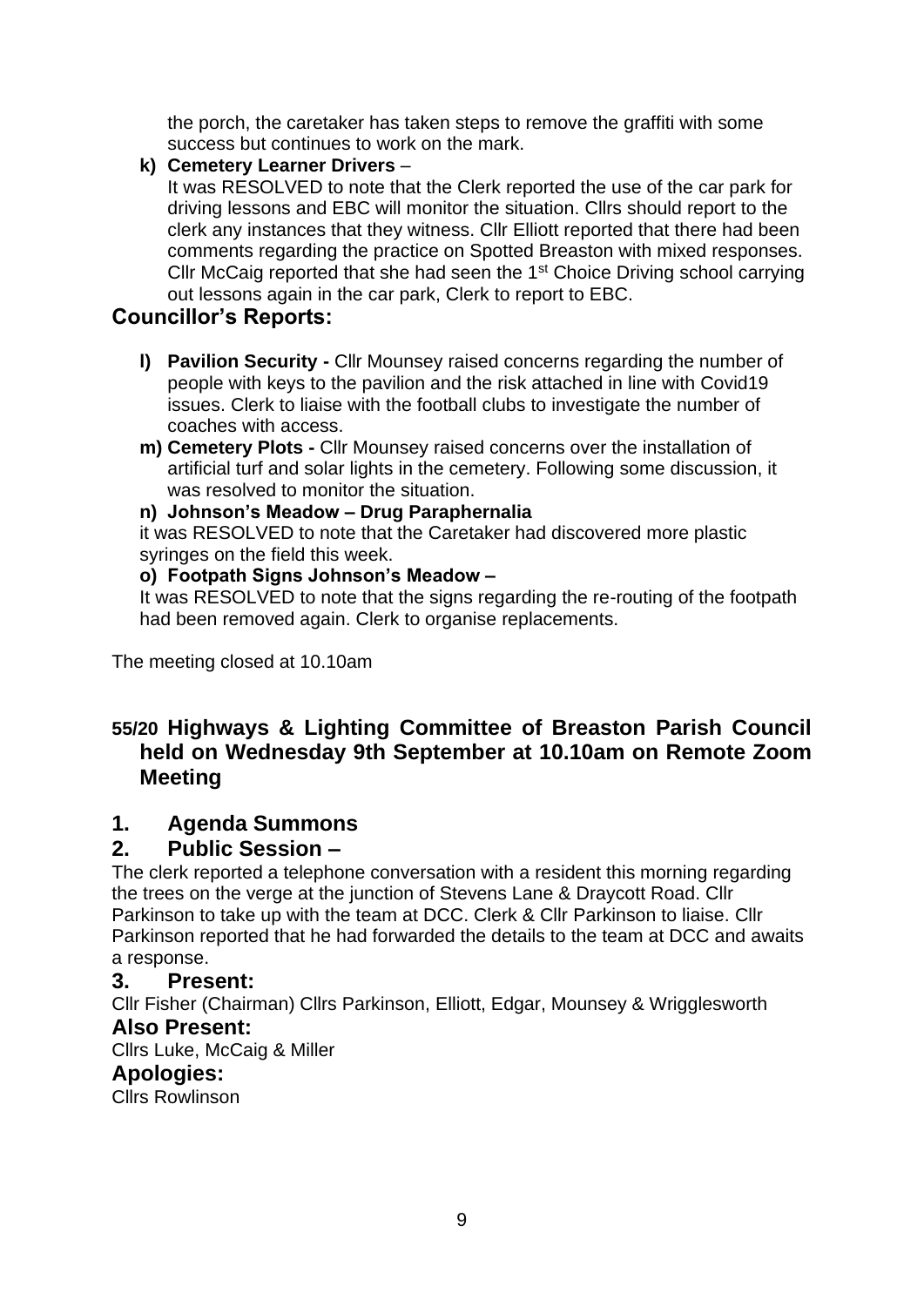the porch, the caretaker has taken steps to remove the graffiti with some success but continues to work on the mark.

**k) Cemetery Learner Drivers** –
It was RESOLVED to note that the Clerk reported the use of the car park for driving lessons and EBC will monitor the situation. Cllrs should report to the clerk any instances that they witness. Cllr Elliott reported that there had been comments regarding the practice on Spotted Breaston with mixed responses. Cllr McCaig reported that she had seen the 1st Choice Driving school carrying out lessons again in the car park, Clerk to report to EBC.

## Councillor's Reports:

**l) Pavilion Security -** Cllr Mounsey raised concerns regarding the number of people with keys to the pavilion and the risk attached in line with Covid19 issues. Clerk to liaise with the football clubs to investigate the number of coaches with access.

**m) Cemetery Plots -** Cllr Mounsey raised concerns over the installation of artificial turf and solar lights in the cemetery. Following some discussion, it was resolved to monitor the situation.

**n) Johnson's Meadow – Drug Paraphernalia**
it was RESOLVED to note that the Caretaker had discovered more plastic syringes on the field this week.

**o) Footpath Signs Johnson's Meadow –**
It was RESOLVED to note that the signs regarding the re-routing of the footpath had been removed again. Clerk to organise replacements.

The meeting closed at 10.10am

## 55/20 Highways & Lighting Committee of Breaston Parish Council held on Wednesday 9th September at 10.10am on Remote Zoom Meeting

## 1. Agenda Summons

## 2. Public Session –

The clerk reported a telephone conversation with a resident this morning regarding the trees on the verge at the junction of Stevens Lane & Draycott Road. Cllr Parkinson to take up with the team at DCC. Clerk & Cllr Parkinson to liaise. Cllr Parkinson reported that he had forwarded the details to the team at DCC and awaits a response.

### 3. Present:

Cllr Fisher (Chairman) Cllrs Parkinson, Elliott, Edgar, Mounsey & Wrigglesworth

### Also Present:

Cllrs Luke, McCaig & Miller

### Apologies:

Cllrs Rowlinson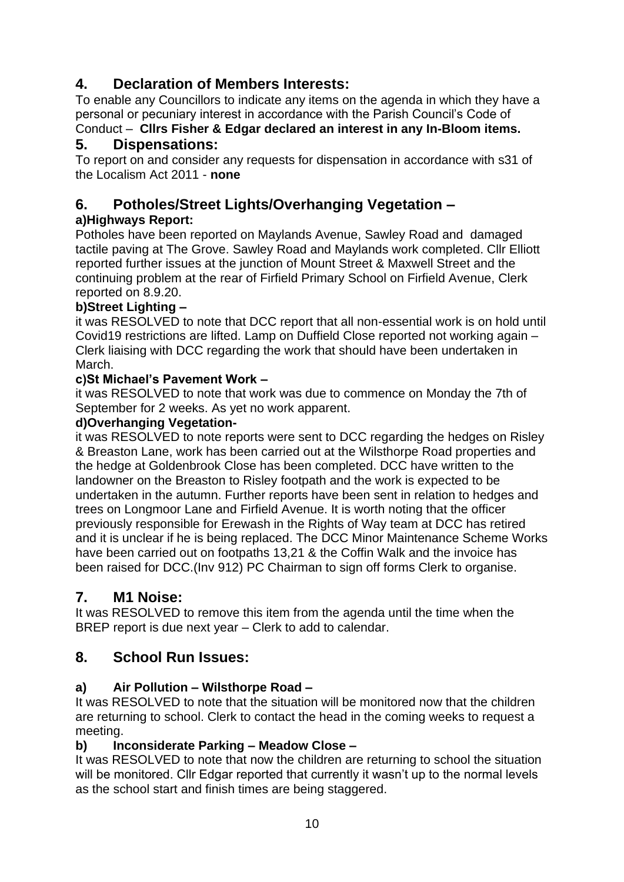## 4. Declaration of Members Interests:

To enable any Councillors to indicate any items on the agenda in which they have a personal or pecuniary interest in accordance with the Parish Council's Code of Conduct – **Cllrs Fisher & Edgar declared an interest in any In-Bloom items.**

## 5. Dispensations:

To report on and consider any requests for dispensation in accordance with s31 of the Localism Act 2011 - **none**

## 6. Potholes/Street Lights/Overhanging Vegetation –

### a)Highways Report:

Potholes have been reported on Maylands Avenue, Sawley Road and damaged tactile paving at The Grove. Sawley Road and Maylands work completed. Cllr Elliott reported further issues at the junction of Mount Street & Maxwell Street and the continuing problem at the rear of Firfield Primary School on Firfield Avenue, Clerk reported on 8.9.20.

### b)Street Lighting –

it was RESOLVED to note that DCC report that all non-essential work is on hold until Covid19 restrictions are lifted. Lamp on Duffield Close reported not working again – Clerk liaising with DCC regarding the work that should have been undertaken in March.

### c)St Michael's Pavement Work –

it was RESOLVED to note that work was due to commence on Monday the 7th of September for 2 weeks. As yet no work apparent.

### d)Overhanging Vegetation-

it was RESOLVED to note reports were sent to DCC regarding the hedges on Risley & Breaston Lane, work has been carried out at the Wilsthorpe Road properties and the hedge at Goldenbrook Close has been completed. DCC have written to the landowner on the Breaston to Risley footpath and the work is expected to be undertaken in the autumn. Further reports have been sent in relation to hedges and trees on Longmoor Lane and Firfield Avenue. It is worth noting that the officer previously responsible for Erewash in the Rights of Way team at DCC has retired and it is unclear if he is being replaced. The DCC Minor Maintenance Scheme Works have been carried out on footpaths 13,21 & the Coffin Walk and the invoice has been raised for DCC.(Inv 912) PC Chairman to sign off forms Clerk to organise.

## 7. M1 Noise:

It was RESOLVED to remove this item from the agenda until the time when the BREP report is due next year – Clerk to add to calendar.

## 8. School Run Issues:

### a) Air Pollution – Wilsthorpe Road –

It was RESOLVED to note that the situation will be monitored now that the children are returning to school. Clerk to contact the head in the coming weeks to request a meeting.

### b) Inconsiderate Parking – Meadow Close –

It was RESOLVED to note that now the children are returning to school the situation will be monitored. Cllr Edgar reported that currently it wasn't up to the normal levels as the school start and finish times are being staggered.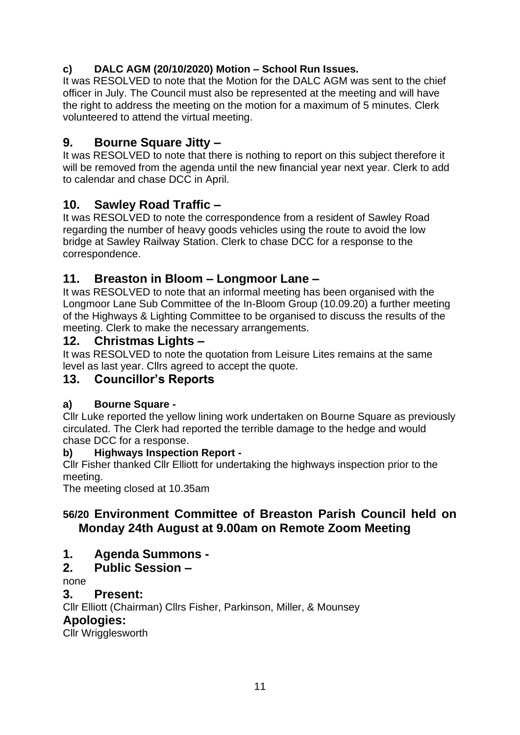### c) DALC AGM (20/10/2020) Motion – School Run Issues.

It was RESOLVED to note that the Motion for the DALC AGM was sent to the chief officer in July. The Council must also be represented at the meeting and will have the right to address the meeting on the motion for a maximum of 5 minutes. Clerk volunteered to attend the virtual meeting.

## 9. Bourne Square Jitty –

It was RESOLVED to note that there is nothing to report on this subject therefore it will be removed from the agenda until the new financial year next year. Clerk to add to calendar and chase DCC in April.

## 10. Sawley Road Traffic –

It was RESOLVED to note the correspondence from a resident of Sawley Road regarding the number of heavy goods vehicles using the route to avoid the low bridge at Sawley Railway Station. Clerk to chase DCC for a response to the correspondence.

## 11. Breaston in Bloom – Longmoor Lane –

It was RESOLVED to note that an informal meeting has been organised with the Longmoor Lane Sub Committee of the In-Bloom Group (10.09.20) a further meeting of the Highways & Lighting Committee to be organised to discuss the results of the meeting. Clerk to make the necessary arrangements.

## 12. Christmas Lights –

It was RESOLVED to note the quotation from Leisure Lites remains at the same level as last year. Cllrs agreed to accept the quote.

## 13. Councillor's Reports

### a) Bourne Square -

Cllr Luke reported the yellow lining work undertaken on Bourne Square as previously circulated. The Clerk had reported the terrible damage to the hedge and would chase DCC for a response.

### b) Highways Inspection Report -

Cllr Fisher thanked Cllr Elliott for undertaking the highways inspection prior to the meeting.

The meeting closed at 10.35am

## 56/20 Environment Committee of Breaston Parish Council held on Monday 24th August at 9.00am on Remote Zoom Meeting

## 1. Agenda Summons -

## 2. Public Session –

none

## 3. Present:

Cllr Elliott (Chairman) Cllrs Fisher, Parkinson, Miller, & Mounsey

## Apologies:

Cllr Wrigglesworth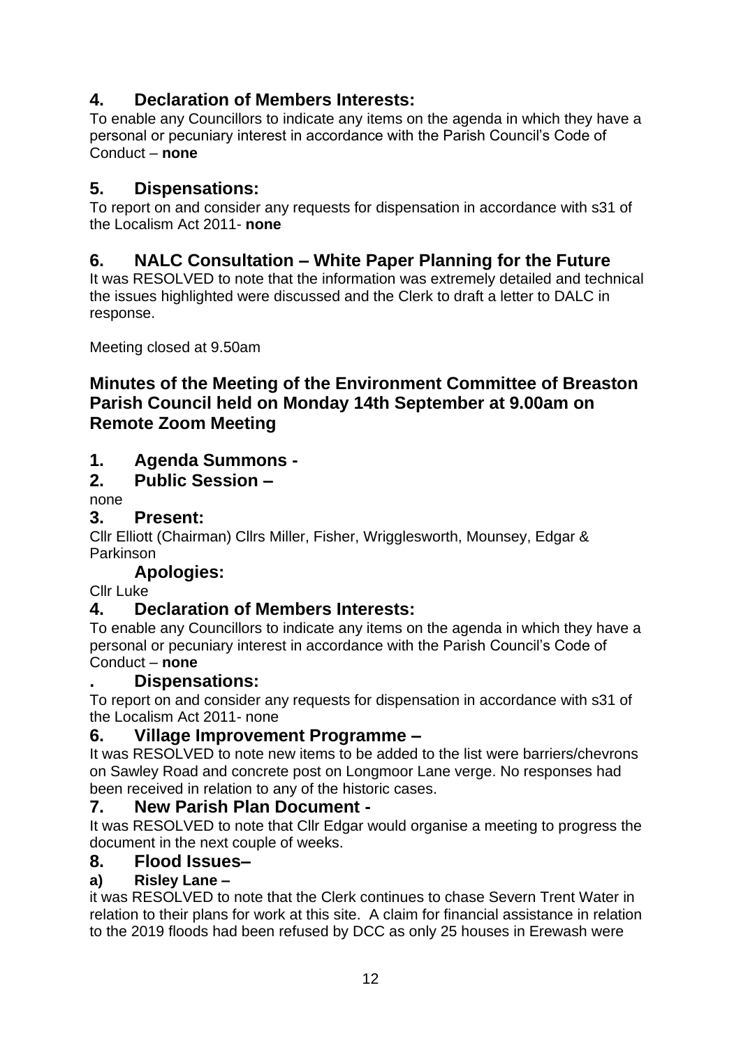## 4. Declaration of Members Interests:

To enable any Councillors to indicate any items on the agenda in which they have a personal or pecuniary interest in accordance with the Parish Council's Code of Conduct – **none**

## 5. Dispensations:

To report on and consider any requests for dispensation in accordance with s31 of the Localism Act 2011- **none**

## 6. NALC Consultation – White Paper Planning for the Future

It was RESOLVED to note that the information was extremely detailed and technical the issues highlighted were discussed and the Clerk to draft a letter to DALC in response.

Meeting closed at 9.50am

# Minutes of the Meeting of the Environment Committee of Breaston Parish Council held on Monday 14th September at 9.00am on Remote Zoom Meeting

## 1. Agenda Summons -

## 2. Public Session –

none

## 3. Present:

Cllr Elliott (Chairman) Cllrs Miller, Fisher, Wrigglesworth, Mounsey, Edgar & Parkinson

### Apologies:

Cllr Luke

## 4. Declaration of Members Interests:

To enable any Councillors to indicate any items on the agenda in which they have a personal or pecuniary interest in accordance with the Parish Council's Code of Conduct – **none**

## . Dispensations:

To report on and consider any requests for dispensation in accordance with s31 of the Localism Act 2011- none

## 6. Village Improvement Programme –

It was RESOLVED to note new items to be added to the list were barriers/chevrons on Sawley Road and concrete post on Longmoor Lane verge. No responses had been received in relation to any of the historic cases.

## 7. New Parish Plan Document -

It was RESOLVED to note that Cllr Edgar would organise a meeting to progress the document in the next couple of weeks.

## 8. Flood Issues–

### a) Risley Lane –

it was RESOLVED to note that the Clerk continues to chase Severn Trent Water in relation to their plans for work at this site. A claim for financial assistance in relation to the 2019 floods had been refused by DCC as only 25 houses in Erewash were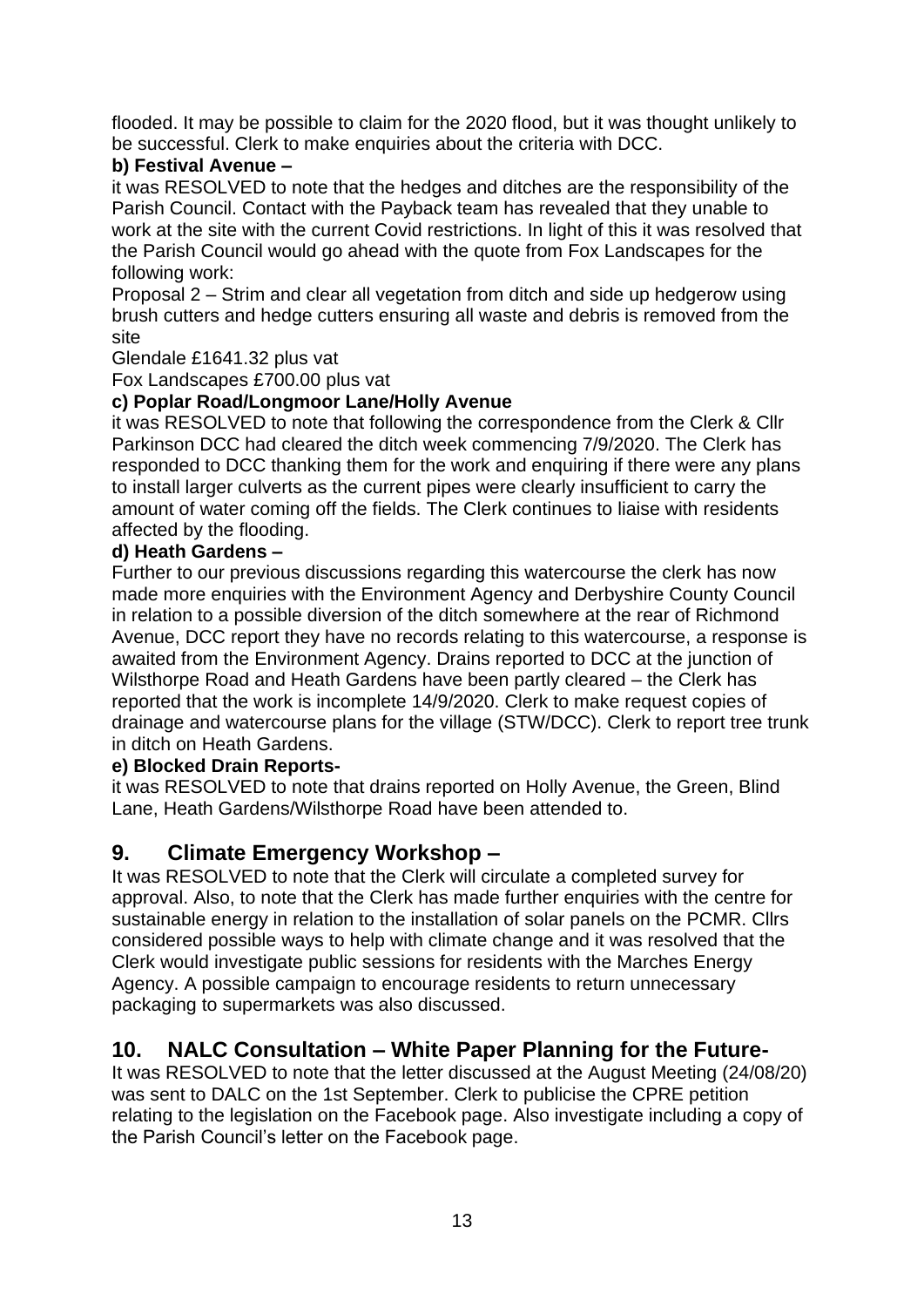flooded. It may be possible to claim for the 2020 flood, but it was thought unlikely to be successful. Clerk to make enquiries about the criteria with DCC.

**b) Festival Avenue –**

it was RESOLVED to note that the hedges and ditches are the responsibility of the Parish Council. Contact with the Payback team has revealed that they unable to work at the site with the current Covid restrictions. In light of this it was resolved that the Parish Council would go ahead with the quote from Fox Landscapes for the following work:

Proposal 2 – Strim and clear all vegetation from ditch and side up hedgerow using brush cutters and hedge cutters ensuring all waste and debris is removed from the site

Glendale £1641.32 plus vat

Fox Landscapes £700.00 plus vat

**c) Poplar Road/Longmoor Lane/Holly Avenue**

it was RESOLVED to note that following the correspondence from the Clerk & Cllr Parkinson DCC had cleared the ditch week commencing 7/9/2020. The Clerk has responded to DCC thanking them for the work and enquiring if there were any plans to install larger culverts as the current pipes were clearly insufficient to carry the amount of water coming off the fields. The Clerk continues to liaise with residents affected by the flooding.

**d) Heath Gardens –**

Further to our previous discussions regarding this watercourse the clerk has now made more enquiries with the Environment Agency and Derbyshire County Council in relation to a possible diversion of the ditch somewhere at the rear of Richmond Avenue, DCC report they have no records relating to this watercourse, a response is awaited from the Environment Agency. Drains reported to DCC at the junction of Wilsthorpe Road and Heath Gardens have been partly cleared – the Clerk has reported that the work is incomplete 14/9/2020. Clerk to make request copies of drainage and watercourse plans for the village (STW/DCC). Clerk to report tree trunk in ditch on Heath Gardens.

**e) Blocked Drain Reports-**

it was RESOLVED to note that drains reported on Holly Avenue, the Green, Blind Lane, Heath Gardens/Wilsthorpe Road have been attended to.

## 9. Climate Emergency Workshop –

It was RESOLVED to note that the Clerk will circulate a completed survey for approval. Also, to note that the Clerk has made further enquiries with the centre for sustainable energy in relation to the installation of solar panels on the PCMR. Cllrs considered possible ways to help with climate change and it was resolved that the Clerk would investigate public sessions for residents with the Marches Energy Agency. A possible campaign to encourage residents to return unnecessary packaging to supermarkets was also discussed.

## 10. NALC Consultation – White Paper Planning for the Future-

It was RESOLVED to note that the letter discussed at the August Meeting (24/08/20) was sent to DALC on the 1st September. Clerk to publicise the CPRE petition relating to the legislation on the Facebook page. Also investigate including a copy of the Parish Council's letter on the Facebook page.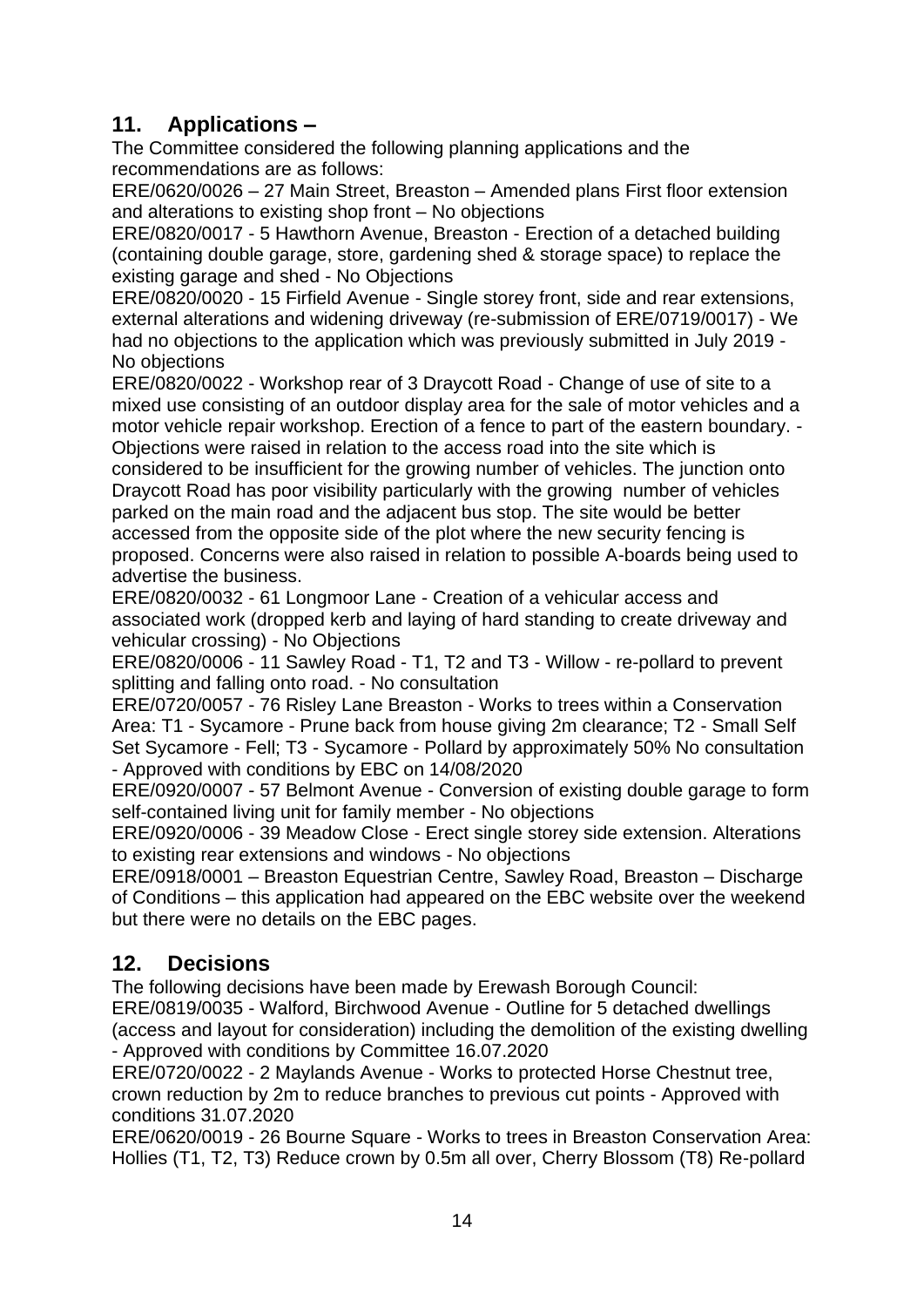## 11. Applications –

The Committee considered the following planning applications and the recommendations are as follows:

ERE/0620/0026 – 27 Main Street, Breaston – Amended plans First floor extension and alterations to existing shop front – No objections

ERE/0820/0017 - 5 Hawthorn Avenue, Breaston - Erection of a detached building (containing double garage, store, gardening shed & storage space) to replace the existing garage and shed - No Objections

ERE/0820/0020 - 15 Firfield Avenue - Single storey front, side and rear extensions, external alterations and widening driveway (re-submission of ERE/0719/0017) - We had no objections to the application which was previously submitted in July 2019 - No objections

ERE/0820/0022 - Workshop rear of 3 Draycott Road - Change of use of site to a mixed use consisting of an outdoor display area for the sale of motor vehicles and a motor vehicle repair workshop. Erection of a fence to part of the eastern boundary. - Objections were raised in relation to the access road into the site which is considered to be insufficient for the growing number of vehicles. The junction onto Draycott Road has poor visibility particularly with the growing number of vehicles parked on the main road and the adjacent bus stop. The site would be better accessed from the opposite side of the plot where the new security fencing is proposed. Concerns were also raised in relation to possible A-boards being used to advertise the business.

ERE/0820/0032 - 61 Longmoor Lane - Creation of a vehicular access and associated work (dropped kerb and laying of hard standing to create driveway and vehicular crossing) - No Objections

ERE/0820/0006 - 11 Sawley Road - T1, T2 and T3 - Willow - re-pollard to prevent splitting and falling onto road. - No consultation

ERE/0720/0057 - 76 Risley Lane Breaston - Works to trees within a Conservation Area: T1 - Sycamore - Prune back from house giving 2m clearance; T2 - Small Self Set Sycamore - Fell; T3 - Sycamore - Pollard by approximately 50% No consultation - Approved with conditions by EBC on 14/08/2020

ERE/0920/0007 - 57 Belmont Avenue - Conversion of existing double garage to form self-contained living unit for family member - No objections

ERE/0920/0006 - 39 Meadow Close - Erect single storey side extension. Alterations to existing rear extensions and windows - No objections

ERE/0918/0001 – Breaston Equestrian Centre, Sawley Road, Breaston – Discharge of Conditions – this application had appeared on the EBC website over the weekend but there were no details on the EBC pages.

## 12. Decisions

The following decisions have been made by Erewash Borough Council:

ERE/0819/0035 - Walford, Birchwood Avenue - Outline for 5 detached dwellings (access and layout for consideration) including the demolition of the existing dwelling - Approved with conditions by Committee 16.07.2020

ERE/0720/0022 - 2 Maylands Avenue - Works to protected Horse Chestnut tree, crown reduction by 2m to reduce branches to previous cut points - Approved with conditions 31.07.2020

ERE/0620/0019 - 26 Bourne Square - Works to trees in Breaston Conservation Area: Hollies (T1, T2, T3) Reduce crown by 0.5m all over, Cherry Blossom (T8) Re-pollard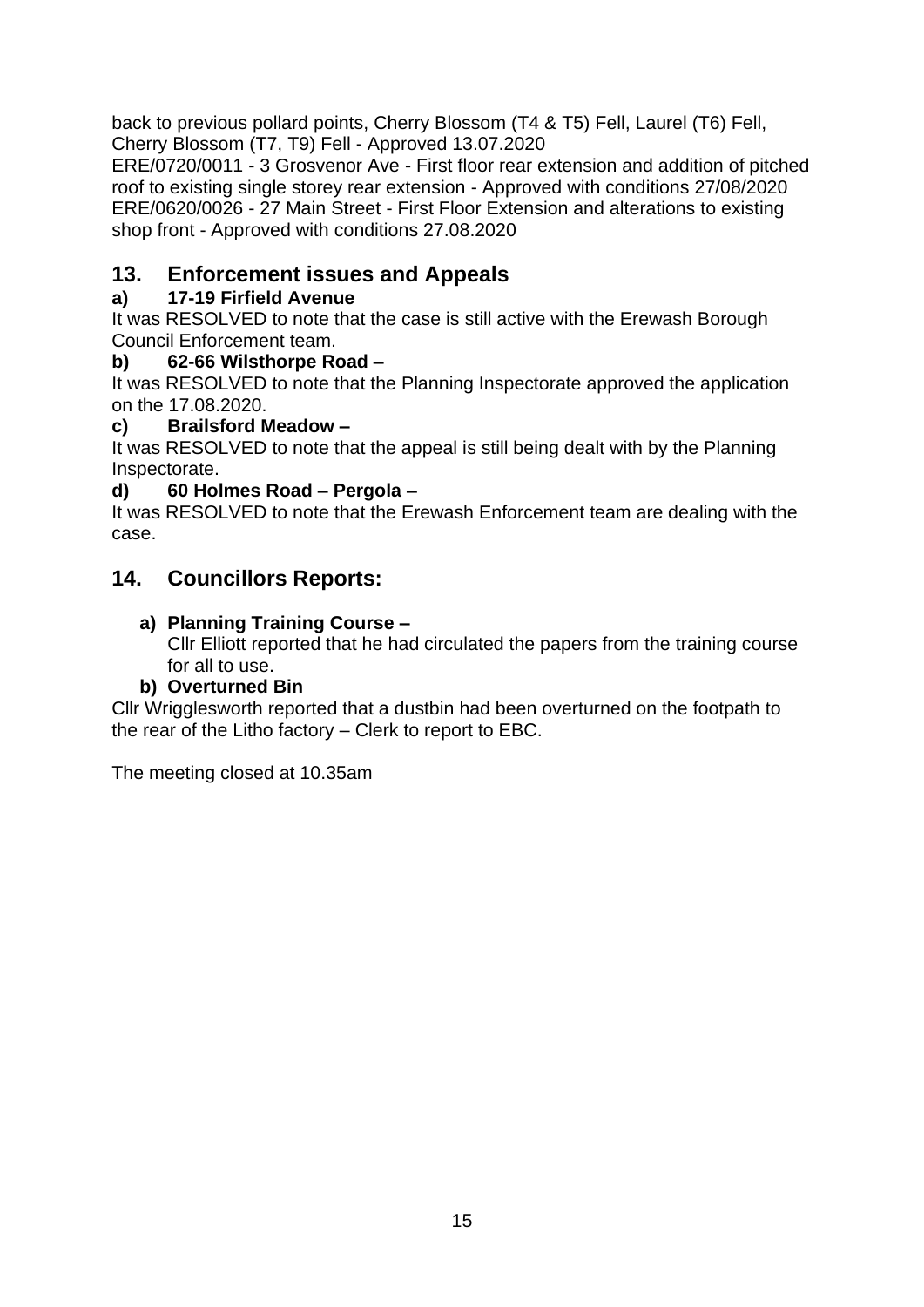back to previous pollard points, Cherry Blossom (T4 & T5) Fell, Laurel (T6) Fell, Cherry Blossom (T7, T9) Fell - Approved 13.07.2020
ERE/0720/0011 - 3 Grosvenor Ave - First floor rear extension and addition of pitched roof to existing single storey rear extension - Approved with conditions 27/08/2020
ERE/0620/0026 - 27 Main Street - First Floor Extension and alterations to existing shop front - Approved with conditions 27.08.2020

## 13. Enforcement issues and Appeals

**a) 17-19 Firfield Avenue**

It was RESOLVED to note that the case is still active with the Erewash Borough Council Enforcement team.

**b) 62-66 Wilsthorpe Road –**

It was RESOLVED to note that the Planning Inspectorate approved the application on the 17.08.2020.

**c) Brailsford Meadow –**

It was RESOLVED to note that the appeal is still being dealt with by the Planning Inspectorate.

**d) 60 Holmes Road – Pergola –**

It was RESOLVED to note that the Erewash Enforcement team are dealing with the case.

## 14. Councillors Reports:

**a) Planning Training Course –**

Cllr Elliott reported that he had circulated the papers from the training course for all to use.

**b) Overturned Bin**

Cllr Wrigglesworth reported that a dustbin had been overturned on the footpath to the rear of the Litho factory – Clerk to report to EBC.

The meeting closed at 10.35am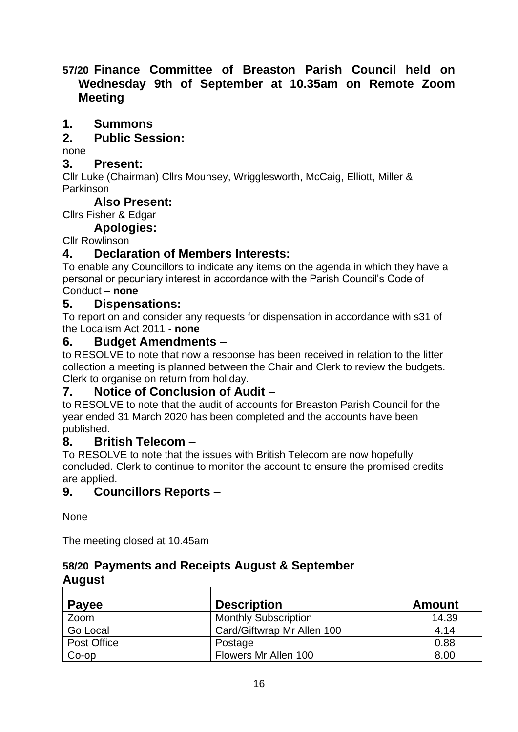## 57/20 Finance Committee of Breaston Parish Council held on Wednesday 9th of September at 10.35am on Remote Zoom Meeting

### 1. Summons

### 2. Public Session:

none

### 3. Present:

Cllr Luke (Chairman) Cllrs Mounsey, Wrigglesworth, McCaig, Elliott, Miller & Parkinson

#### Also Present:

Cllrs Fisher & Edgar

#### Apologies:

Cllr Rowlinson

### 4. Declaration of Members Interests:

To enable any Councillors to indicate any items on the agenda in which they have a personal or pecuniary interest in accordance with the Parish Council's Code of Conduct – **none**

### 5. Dispensations:

To report on and consider any requests for dispensation in accordance with s31 of the Localism Act 2011 - **none**

### 6. Budget Amendments –

to RESOLVE to note that now a response has been received in relation to the litter collection a meeting is planned between the Chair and Clerk to review the budgets. Clerk to organise on return from holiday.

### 7. Notice of Conclusion of Audit –

to RESOLVE to note that the audit of accounts for Breaston Parish Council for the year ended 31 March 2020 has been completed and the accounts have been published.

### 8. British Telecom –

To RESOLVE to note that the issues with British Telecom are now hopefully concluded. Clerk to continue to monitor the account to ensure the promised credits are applied.

### 9. Councillors Reports –

None

The meeting closed at 10.45am

## 58/20 Payments and Receipts August & September

### August

| Payee | Description | Amount |
|---|---|---|
| Zoom | Monthly Subscription | 14.39 |
| Go Local | Card/Giftwrap Mr Allen 100 | 4.14 |
| Post Office | Postage | 0.88 |
| Co-op | Flowers Mr Allen 100 | 8.00 |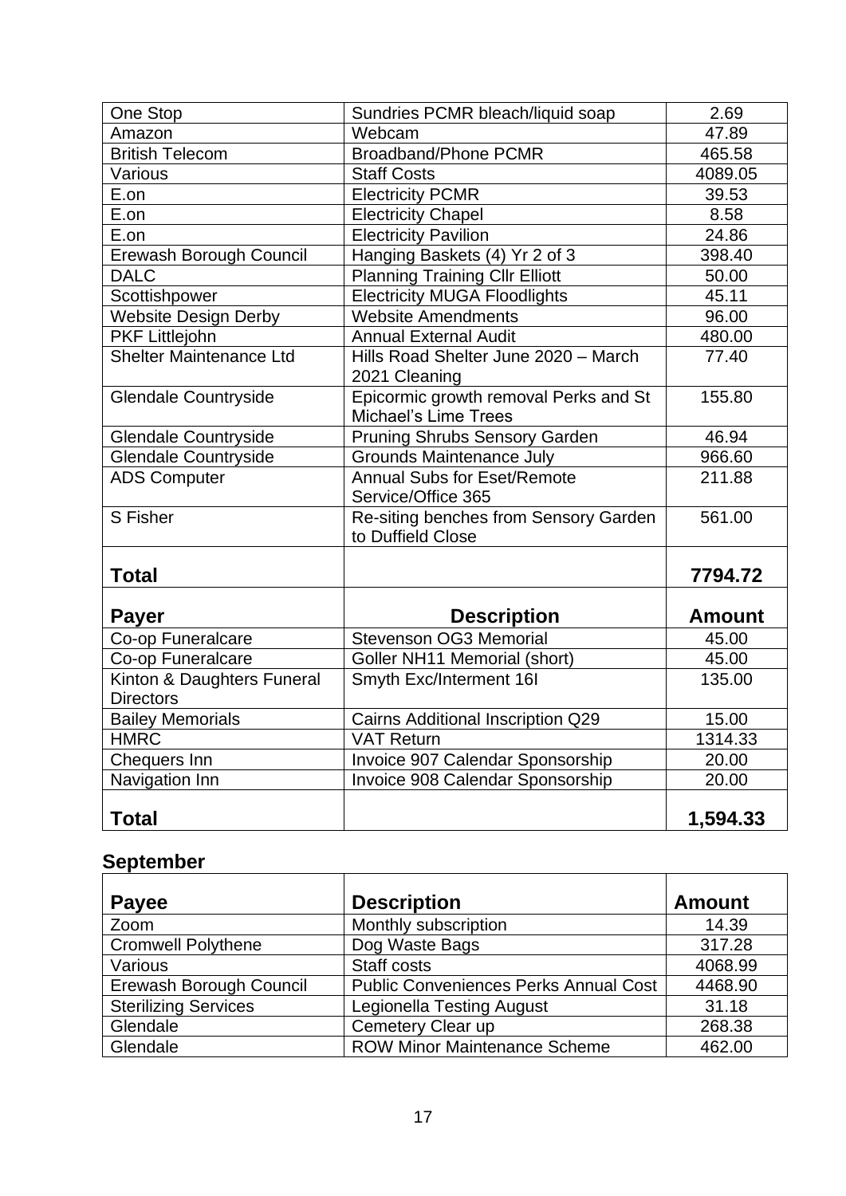| | | |
|---|---|---|
| One Stop | Sundries PCMR bleach/liquid soap | 2.69 |
| Amazon | Webcam | 47.89 |
| British Telecom | Broadband/Phone PCMR | 465.58 |
| Various | Staff Costs | 4089.05 |
| E.on | Electricity PCMR | 39.53 |
| E.on | Electricity Chapel | 8.58 |
| E.on | Electricity Pavilion | 24.86 |
| Erewash Borough Council | Hanging Baskets (4) Yr 2 of 3 | 398.40 |
| DALC | Planning Training Cllr Elliott | 50.00 |
| Scottishpower | Electricity MUGA Floodlights | 45.11 |
| Website Design Derby | Website Amendments | 96.00 |
| PKF Littlejohn | Annual External Audit | 480.00 |
| Shelter Maintenance Ltd | Hills Road Shelter June 2020 – March 2021 Cleaning | 77.40 |
| Glendale Countryside | Epicormic growth removal Perks and St Michael's Lime Trees | 155.80 |
| Glendale Countryside | Pruning Shrubs Sensory Garden | 46.94 |
| Glendale Countryside | Grounds Maintenance July | 966.60 |
| ADS Computer | Annual Subs for Eset/Remote Service/Office 365 | 211.88 |
| S Fisher | Re-siting benches from Sensory Garden to Duffield Close | 561.00 |
| **Total** | | **7794.72** |

| Payer | Description | Amount |
|---|---|---|
| Co-op Funeralcare | Stevenson OG3 Memorial | 45.00 |
| Co-op Funeralcare | Goller NH11 Memorial (short) | 45.00 |
| Kinton & Daughters Funeral Directors | Smyth Exc/Interment 16I | 135.00 |
| Bailey Memorials | Cairns Additional Inscription Q29 | 15.00 |
| HMRC | VAT Return | 1314.33 |
| Chequers Inn | Invoice 907 Calendar Sponsorship | 20.00 |
| Navigation Inn | Invoice 908 Calendar Sponsorship | 20.00 |
| **Total** | | **1,594.33** |

## September

| Payee | Description | Amount |
|---|---|---|
| Zoom | Monthly subscription | 14.39 |
| Cromwell Polythene | Dog Waste Bags | 317.28 |
| Various | Staff costs | 4068.99 |
| Erewash Borough Council | Public Conveniences Perks Annual Cost | 4468.90 |
| Sterilizing Services | Legionella Testing August | 31.18 |
| Glendale | Cemetery Clear up | 268.38 |
| Glendale | ROW Minor Maintenance Scheme | 462.00 |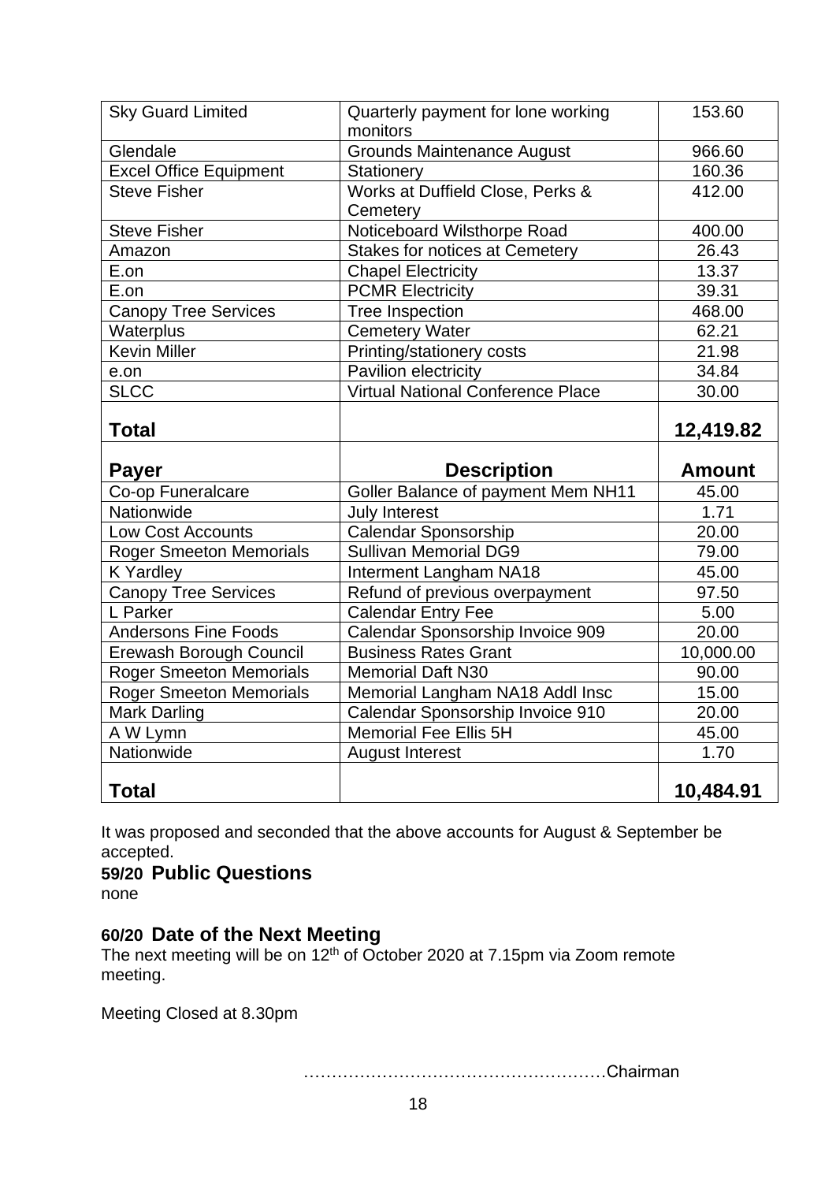| | | |
|---|---|---|
| Sky Guard Limited | Quarterly payment for lone working monitors | 153.60 |
| Glendale | Grounds Maintenance August | 966.60 |
| Excel Office Equipment | Stationery | 160.36 |
| Steve Fisher | Works at Duffield Close, Perks & Cemetery | 412.00 |
| Steve Fisher | Noticeboard Wilsthorpe Road | 400.00 |
| Amazon | Stakes for notices at Cemetery | 26.43 |
| E.on | Chapel Electricity | 13.37 |
| E.on | PCMR Electricity | 39.31 |
| Canopy Tree Services | Tree Inspection | 468.00 |
| Waterplus | Cemetery Water | 62.21 |
| Kevin Miller | Printing/stationery costs | 21.98 |
| e.on | Pavilion electricity | 34.84 |
| SLCC | Virtual National Conference Place | 30.00 |
| **Total** | | **12,419.82** |

| **Payer** | **Description** | **Amount** |
|---|---|---|
| Co-op Funeralcare | Goller Balance of payment Mem NH11 | 45.00 |
| Nationwide | July Interest | 1.71 |
| Low Cost Accounts | Calendar Sponsorship | 20.00 |
| Roger Smeeton Memorials | Sullivan Memorial DG9 | 79.00 |
| K Yardley | Interment Langham NA18 | 45.00 |
| Canopy Tree Services | Refund of previous overpayment | 97.50 |
| L Parker | Calendar Entry Fee | 5.00 |
| Andersons Fine Foods | Calendar Sponsorship Invoice 909 | 20.00 |
| Erewash Borough Council | Business Rates Grant | 10,000.00 |
| Roger Smeeton Memorials | Memorial Daft N30 | 90.00 |
| Roger Smeeton Memorials | Memorial Langham NA18 Addl Insc | 15.00 |
| Mark Darling | Calendar Sponsorship Invoice 910 | 20.00 |
| A W Lymn | Memorial Fee Ellis 5H | 45.00 |
| Nationwide | August Interest | 1.70 |
| **Total** | | **10,484.91** |

It was proposed and seconded that the above accounts for August & September be accepted.

### 59/20 Public Questions

none

### 60/20 Date of the Next Meeting

The next meeting will be on 12th of October 2020 at 7.15pm via Zoom remote meeting.

Meeting Closed at 8.30pm

……………………………………………Chairman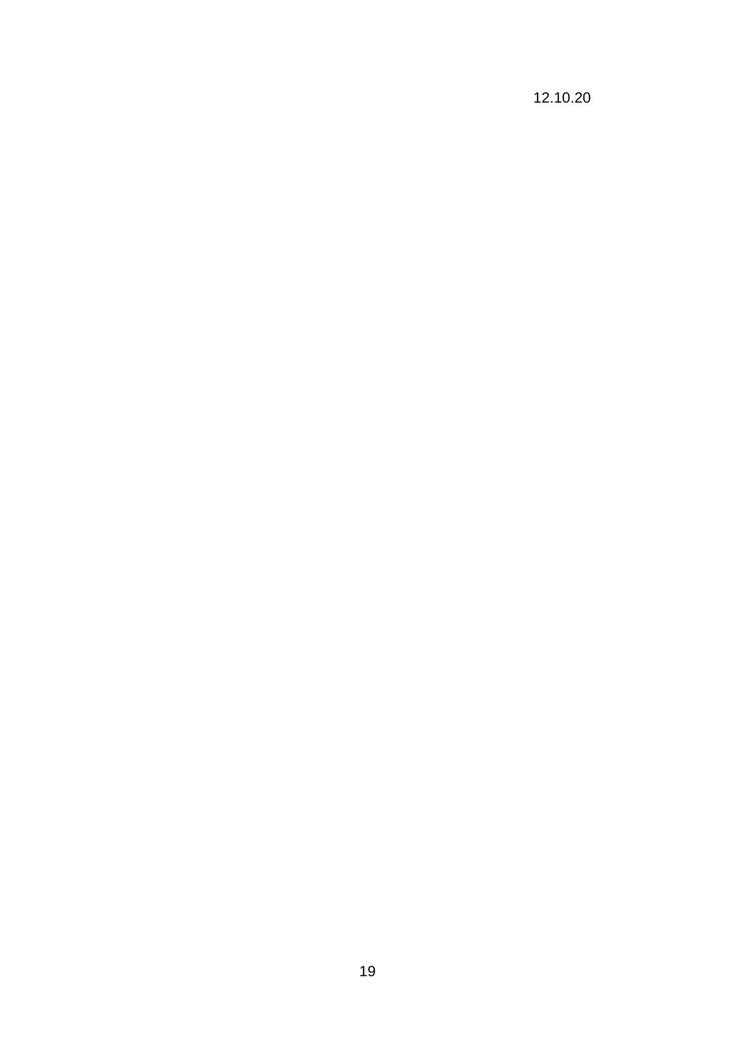12.10.20